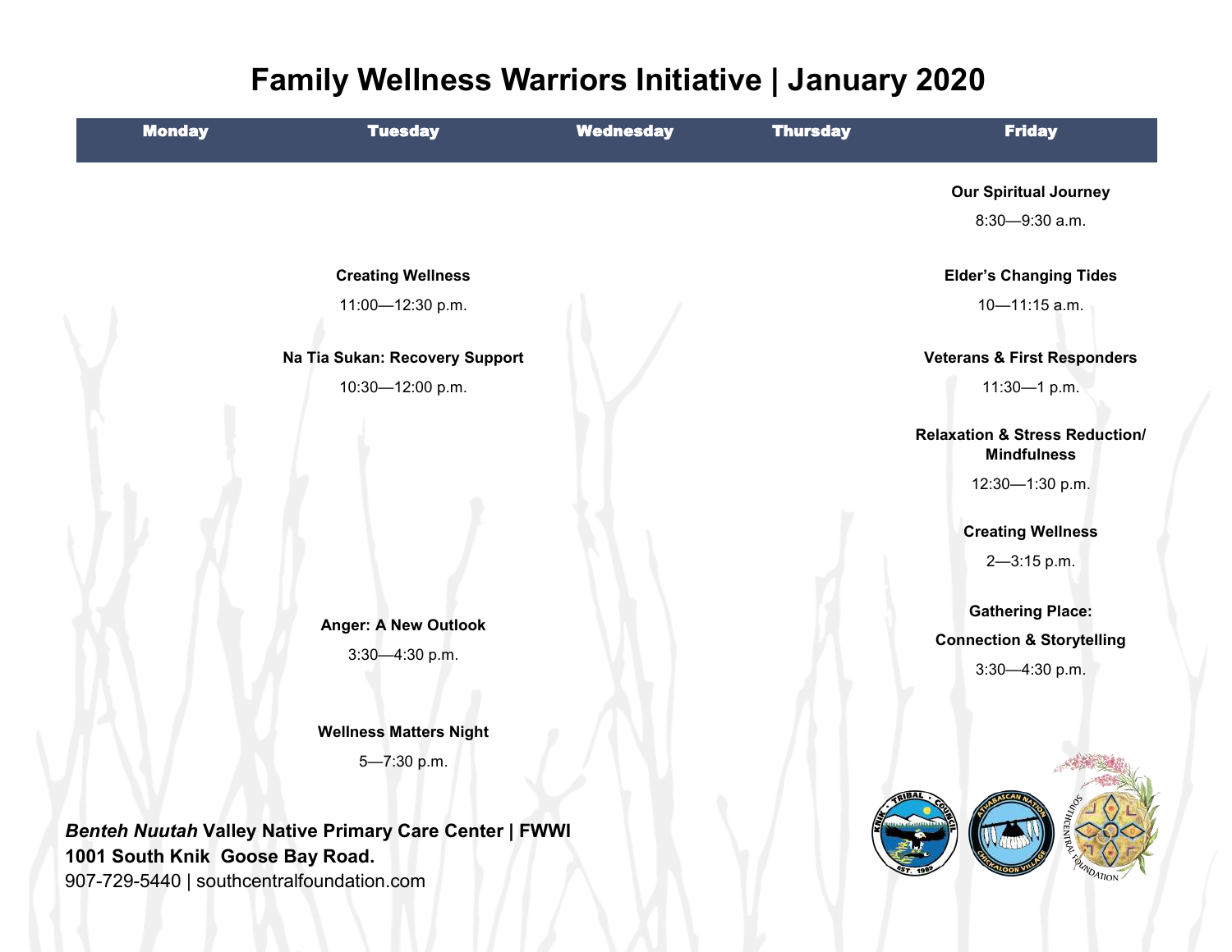# Family Wellness Warriors Initiative | January 2020

| Monday | Tuesday | Wednesday | Thursday | Friday |
|---|---|---|---|---|
| | | | | **Our Spiritual Journey**<br>8:30—9:30 a.m. |
| | **Creating Wellness**<br>11:00—12:30 p.m. | | | **Elder's Changing Tides**<br>10—11:15 a.m. |
| | **Na Tia Sukan: Recovery Support**<br>10:30—12:00 p.m. | | | **Veterans & First Responders**<br>11:30—1 p.m. |
| | | | | **Relaxation & Stress Reduction/ Mindfulness**<br>12:30—1:30 p.m. |
| | | | | **Creating Wellness**<br>2—3:15 p.m. |
| | **Anger: A New Outlook**<br>3:30—4:30 p.m. | | | **Gathering Place: Connection & Storytelling**<br>3:30—4:30 p.m. |
| | **Wellness Matters Night**<br>5—7:30 p.m. | | | |

***Benteh Nuutah*** **Valley Native Primary Care Center | FWWI**
**1001 South Knik Goose Bay Road.**
907-729-5440 | southcentralfoundation.com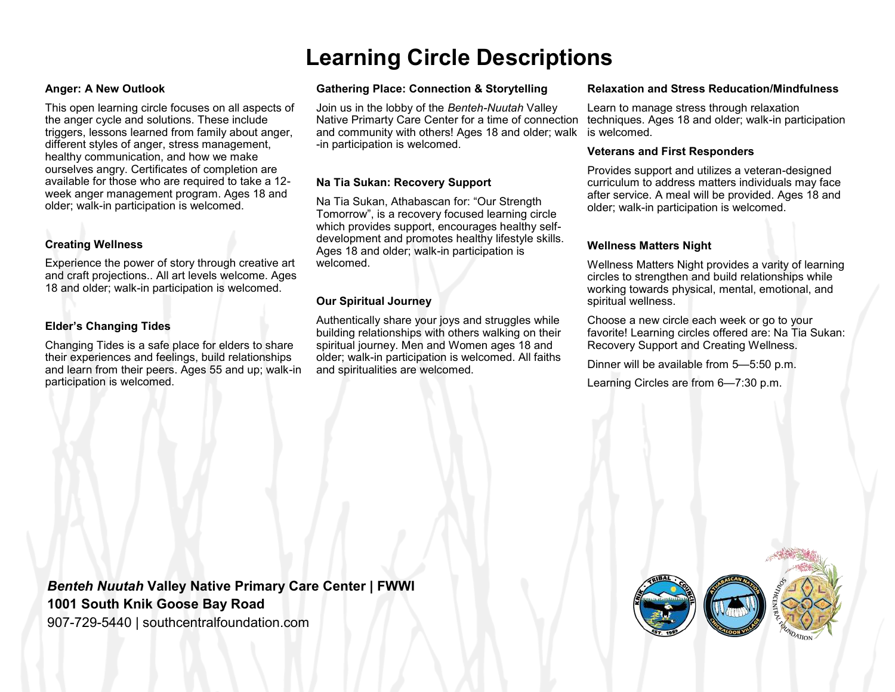# Learning Circle Descriptions

### Anger: A New Outlook

This open learning circle focuses on all aspects of the anger cycle and solutions. These include triggers, lessons learned from family about anger, different styles of anger, stress management, healthy communication, and how we make ourselves angry. Certificates of completion are available for those who are required to take a 12-week anger management program. Ages 18 and older; walk-in participation is welcomed.

### Creating Wellness

Experience the power of story through creative art and craft projections.. All art levels welcome. Ages 18 and older; walk-in participation is welcomed.

### Elder's Changing Tides

Changing Tides is a safe place for elders to share their experiences and feelings, build relationships and learn from their peers. Ages 55 and up; walk-in participation is welcomed.

### Gathering Place: Connection & Storytelling

Join us in the lobby of the *Benteh-Nuutah* Valley Native Primarty Care Center for a time of connection and community with others! Ages 18 and older; walk -in participation is welcomed.

### Na Tia Sukan: Recovery Support

Na Tia Sukan, Athabascan for: "Our Strength Tomorrow", is a recovery focused learning circle which provides support, encourages healthy self-development and promotes healthy lifestyle skills. Ages 18 and older; walk-in participation is welcomed.

### Our Spiritual Journey

Authentically share your joys and struggles while building relationships with others walking on their spiritual journey. Men and Women ages 18 and older; walk-in participation is welcomed. All faiths and spiritualities are welcomed.

### Relaxation and Stress Reducation/Mindfulness

Learn to manage stress through relaxation techniques. Ages 18 and older; walk-in participation is welcomed.

### Veterans and First Responders

Provides support and utilizes a veteran-designed curriculum to address matters individuals may face after service. A meal will be provided. Ages 18 and older; walk-in participation is welcomed.

### Wellness Matters Night

Wellness Matters Night provides a varity of learning circles to strengthen and build relationships while working towards physical, mental, emotional, and spiritual wellness.

Choose a new circle each week or go to your favorite! Learning circles offered are: Na Tia Sukan: Recovery Support and Creating Wellness.

Dinner will be available from 5—5:50 p.m.

Learning Circles are from 6—7:30 p.m.

***Benteh Nuutah* Valley Native Primary Care Center | FWWI**
**1001 South Knik Goose Bay Road**
907-729-5440 | southcentralfoundation.com